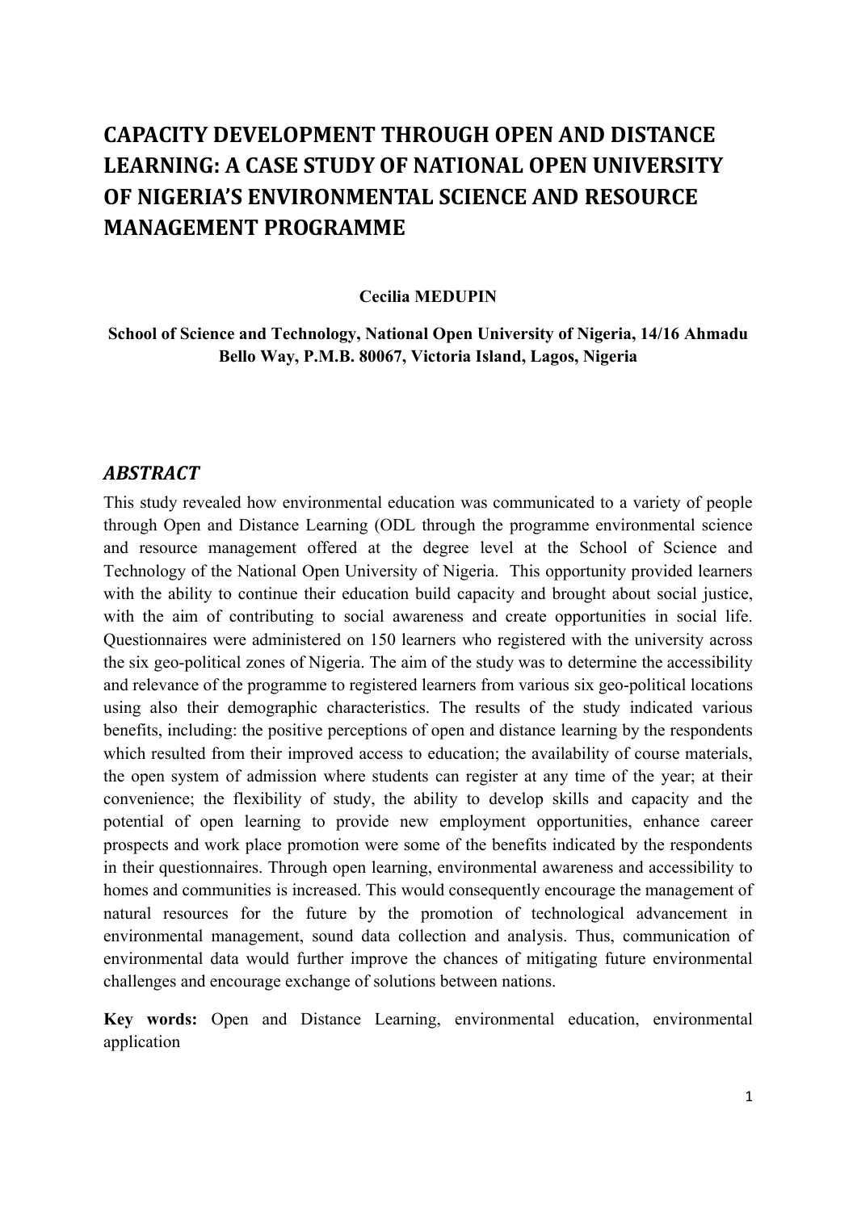# CAPACITY DEVELOPMENT THROUGH OPEN AND DISTANCE LEARNING: A CASE STUDY OF NATIONAL OPEN UNIVERSITY OF NIGERIA'S ENVIRONMENTAL SCIENCE AND RESOURCE MANAGEMENT PROGRAMME

**Cecilia MEDUPIN**

**School of Science and Technology, National Open University of Nigeria, 14/16 Ahmadu Bello Way, P.M.B. 80067, Victoria Island, Lagos, Nigeria**

## *ABSTRACT*

This study revealed how environmental education was communicated to a variety of people through Open and Distance Learning (ODL through the programme environmental science and resource management offered at the degree level at the School of Science and Technology of the National Open University of Nigeria. This opportunity provided learners with the ability to continue their education build capacity and brought about social justice, with the aim of contributing to social awareness and create opportunities in social life. Questionnaires were administered on 150 learners who registered with the university across the six geo-political zones of Nigeria. The aim of the study was to determine the accessibility and relevance of the programme to registered learners from various six geo-political locations using also their demographic characteristics. The results of the study indicated various benefits, including: the positive perceptions of open and distance learning by the respondents which resulted from their improved access to education; the availability of course materials, the open system of admission where students can register at any time of the year; at their convenience; the flexibility of study, the ability to develop skills and capacity and the potential of open learning to provide new employment opportunities, enhance career prospects and work place promotion were some of the benefits indicated by the respondents in their questionnaires. Through open learning, environmental awareness and accessibility to homes and communities is increased. This would consequently encourage the management of natural resources for the future by the promotion of technological advancement in environmental management, sound data collection and analysis. Thus, communication of environmental data would further improve the chances of mitigating future environmental challenges and encourage exchange of solutions between nations.

**Key words:** Open and Distance Learning, environmental education, environmental application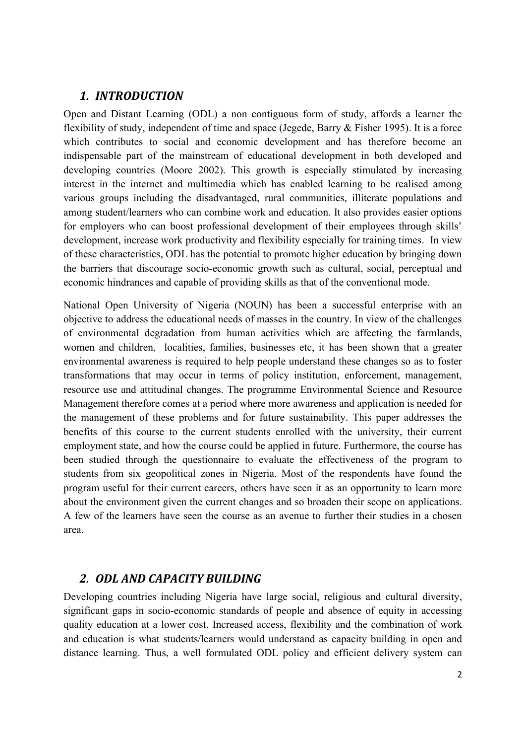## *1. INTRODUCTION*

Open and Distant Learning (ODL) a non contiguous form of study, affords a learner the flexibility of study, independent of time and space (Jegede, Barry & Fisher 1995). It is a force which contributes to social and economic development and has therefore become an indispensable part of the mainstream of educational development in both developed and developing countries (Moore 2002). This growth is especially stimulated by increasing interest in the internet and multimedia which has enabled learning to be realised among various groups including the disadvantaged, rural communities, illiterate populations and among student/learners who can combine work and education. It also provides easier options for employers who can boost professional development of their employees through skills' development, increase work productivity and flexibility especially for training times. In view of these characteristics, ODL has the potential to promote higher education by bringing down the barriers that discourage socio-economic growth such as cultural, social, perceptual and economic hindrances and capable of providing skills as that of the conventional mode.

National Open University of Nigeria (NOUN) has been a successful enterprise with an objective to address the educational needs of masses in the country. In view of the challenges of environmental degradation from human activities which are affecting the farmlands, women and children, localities, families, businesses etc, it has been shown that a greater environmental awareness is required to help people understand these changes so as to foster transformations that may occur in terms of policy institution, enforcement, management, resource use and attitudinal changes. The programme Environmental Science and Resource Management therefore comes at a period where more awareness and application is needed for the management of these problems and for future sustainability. This paper addresses the benefits of this course to the current students enrolled with the university, their current employment state, and how the course could be applied in future. Furthermore, the course has been studied through the questionnaire to evaluate the effectiveness of the program to students from six geopolitical zones in Nigeria. Most of the respondents have found the program useful for their current careers, others have seen it as an opportunity to learn more about the environment given the current changes and so broaden their scope on applications. A few of the learners have seen the course as an avenue to further their studies in a chosen area.

## *2. ODL AND CAPACITY BUILDING*

Developing countries including Nigeria have large social, religious and cultural diversity, significant gaps in socio-economic standards of people and absence of equity in accessing quality education at a lower cost. Increased access, flexibility and the combination of work and education is what students/learners would understand as capacity building in open and distance learning. Thus, a well formulated ODL policy and efficient delivery system can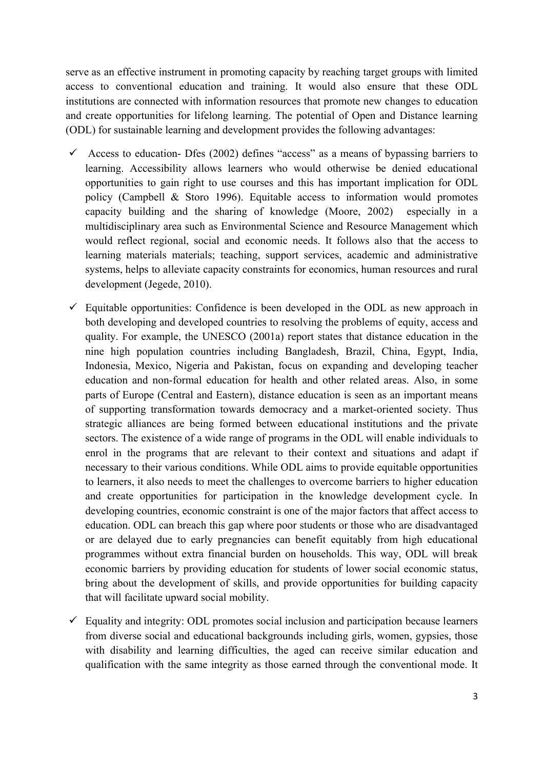serve as an effective instrument in promoting capacity by reaching target groups with limited access to conventional education and training. It would also ensure that these ODL institutions are connected with information resources that promote new changes to education and create opportunities for lifelong learning. The potential of Open and Distance learning (ODL) for sustainable learning and development provides the following advantages:

- ✓ Access to education- Dfes (2002) defines "access" as a means of bypassing barriers to learning. Accessibility allows learners who would otherwise be denied educational opportunities to gain right to use courses and this has important implication for ODL policy (Campbell & Storo 1996). Equitable access to information would promotes capacity building and the sharing of knowledge (Moore, 2002) especially in a multidisciplinary area such as Environmental Science and Resource Management which would reflect regional, social and economic needs. It follows also that the access to learning materials materials; teaching, support services, academic and administrative systems, helps to alleviate capacity constraints for economics, human resources and rural development (Jegede, 2010).
- ✓ Equitable opportunities: Confidence is been developed in the ODL as new approach in both developing and developed countries to resolving the problems of equity, access and quality. For example, the UNESCO (2001a) report states that distance education in the nine high population countries including Bangladesh, Brazil, China, Egypt, India, Indonesia, Mexico, Nigeria and Pakistan, focus on expanding and developing teacher education and non-formal education for health and other related areas. Also, in some parts of Europe (Central and Eastern), distance education is seen as an important means of supporting transformation towards democracy and a market-oriented society. Thus strategic alliances are being formed between educational institutions and the private sectors. The existence of a wide range of programs in the ODL will enable individuals to enrol in the programs that are relevant to their context and situations and adapt if necessary to their various conditions. While ODL aims to provide equitable opportunities to learners, it also needs to meet the challenges to overcome barriers to higher education and create opportunities for participation in the knowledge development cycle. In developing countries, economic constraint is one of the major factors that affect access to education. ODL can breach this gap where poor students or those who are disadvantaged or are delayed due to early pregnancies can benefit equitably from high educational programmes without extra financial burden on households. This way, ODL will break economic barriers by providing education for students of lower social economic status, bring about the development of skills, and provide opportunities for building capacity that will facilitate upward social mobility.
- ✓ Equality and integrity: ODL promotes social inclusion and participation because learners from diverse social and educational backgrounds including girls, women, gypsies, those with disability and learning difficulties, the aged can receive similar education and qualification with the same integrity as those earned through the conventional mode. It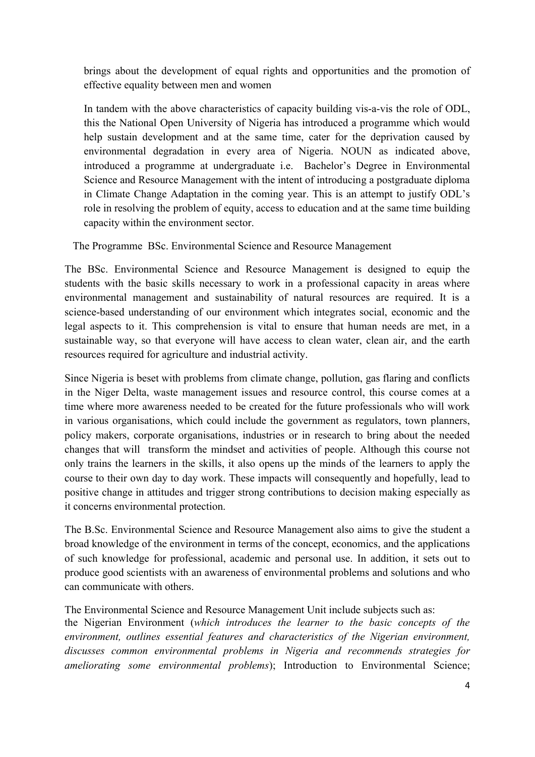brings about the development of equal rights and opportunities and the promotion of effective equality between men and women

In tandem with the above characteristics of capacity building vis-a-vis the role of ODL, this the National Open University of Nigeria has introduced a programme which would help sustain development and at the same time, cater for the deprivation caused by environmental degradation in every area of Nigeria. NOUN as indicated above, introduced a programme at undergraduate i.e. Bachelor's Degree in Environmental Science and Resource Management with the intent of introducing a postgraduate diploma in Climate Change Adaptation in the coming year. This is an attempt to justify ODL's role in resolving the problem of equity, access to education and at the same time building capacity within the environment sector.

The Programme BSc. Environmental Science and Resource Management

The BSc. Environmental Science and Resource Management is designed to equip the students with the basic skills necessary to work in a professional capacity in areas where environmental management and sustainability of natural resources are required. It is a science-based understanding of our environment which integrates social, economic and the legal aspects to it. This comprehension is vital to ensure that human needs are met, in a sustainable way, so that everyone will have access to clean water, clean air, and the earth resources required for agriculture and industrial activity.

Since Nigeria is beset with problems from climate change, pollution, gas flaring and conflicts in the Niger Delta, waste management issues and resource control, this course comes at a time where more awareness needed to be created for the future professionals who will work in various organisations, which could include the government as regulators, town planners, policy makers, corporate organisations, industries or in research to bring about the needed changes that will transform the mindset and activities of people. Although this course not only trains the learners in the skills, it also opens up the minds of the learners to apply the course to their own day to day work. These impacts will consequently and hopefully, lead to positive change in attitudes and trigger strong contributions to decision making especially as it concerns environmental protection.

The B.Sc. Environmental Science and Resource Management also aims to give the student a broad knowledge of the environment in terms of the concept, economics, and the applications of such knowledge for professional, academic and personal use. In addition, it sets out to produce good scientists with an awareness of environmental problems and solutions and who can communicate with others.

The Environmental Science and Resource Management Unit include subjects such as: the Nigerian Environment (*which introduces the learner to the basic concepts of the environment, outlines essential features and characteristics of the Nigerian environment, discusses common environmental problems in Nigeria and recommends strategies for ameliorating some environmental problems*); Introduction to Environmental Science;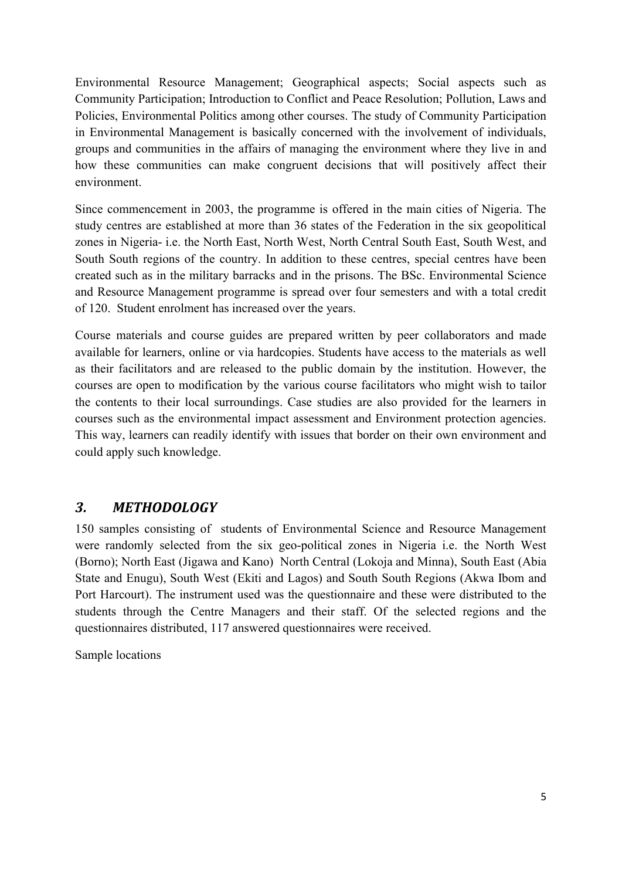Environmental Resource Management; Geographical aspects; Social aspects such as Community Participation; Introduction to Conflict and Peace Resolution; Pollution, Laws and Policies, Environmental Politics among other courses. The study of Community Participation in Environmental Management is basically concerned with the involvement of individuals, groups and communities in the affairs of managing the environment where they live in and how these communities can make congruent decisions that will positively affect their environment.

Since commencement in 2003, the programme is offered in the main cities of Nigeria. The study centres are established at more than 36 states of the Federation in the six geopolitical zones in Nigeria- i.e. the North East, North West, North Central South East, South West, and South South regions of the country. In addition to these centres, special centres have been created such as in the military barracks and in the prisons. The BSc. Environmental Science and Resource Management programme is spread over four semesters and with a total credit of 120. Student enrolment has increased over the years.

Course materials and course guides are prepared written by peer collaborators and made available for learners, online or via hardcopies. Students have access to the materials as well as their facilitators and are released to the public domain by the institution. However, the courses are open to modification by the various course facilitators who might wish to tailor the contents to their local surroundings. Case studies are also provided for the learners in courses such as the environmental impact assessment and Environment protection agencies. This way, learners can readily identify with issues that border on their own environment and could apply such knowledge.

## *3. METHODOLOGY*

150 samples consisting of students of Environmental Science and Resource Management were randomly selected from the six geo-political zones in Nigeria i.e. the North West (Borno); North East (Jigawa and Kano) North Central (Lokoja and Minna), South East (Abia State and Enugu), South West (Ekiti and Lagos) and South South Regions (Akwa Ibom and Port Harcourt). The instrument used was the questionnaire and these were distributed to the students through the Centre Managers and their staff. Of the selected regions and the questionnaires distributed, 117 answered questionnaires were received.

Sample locations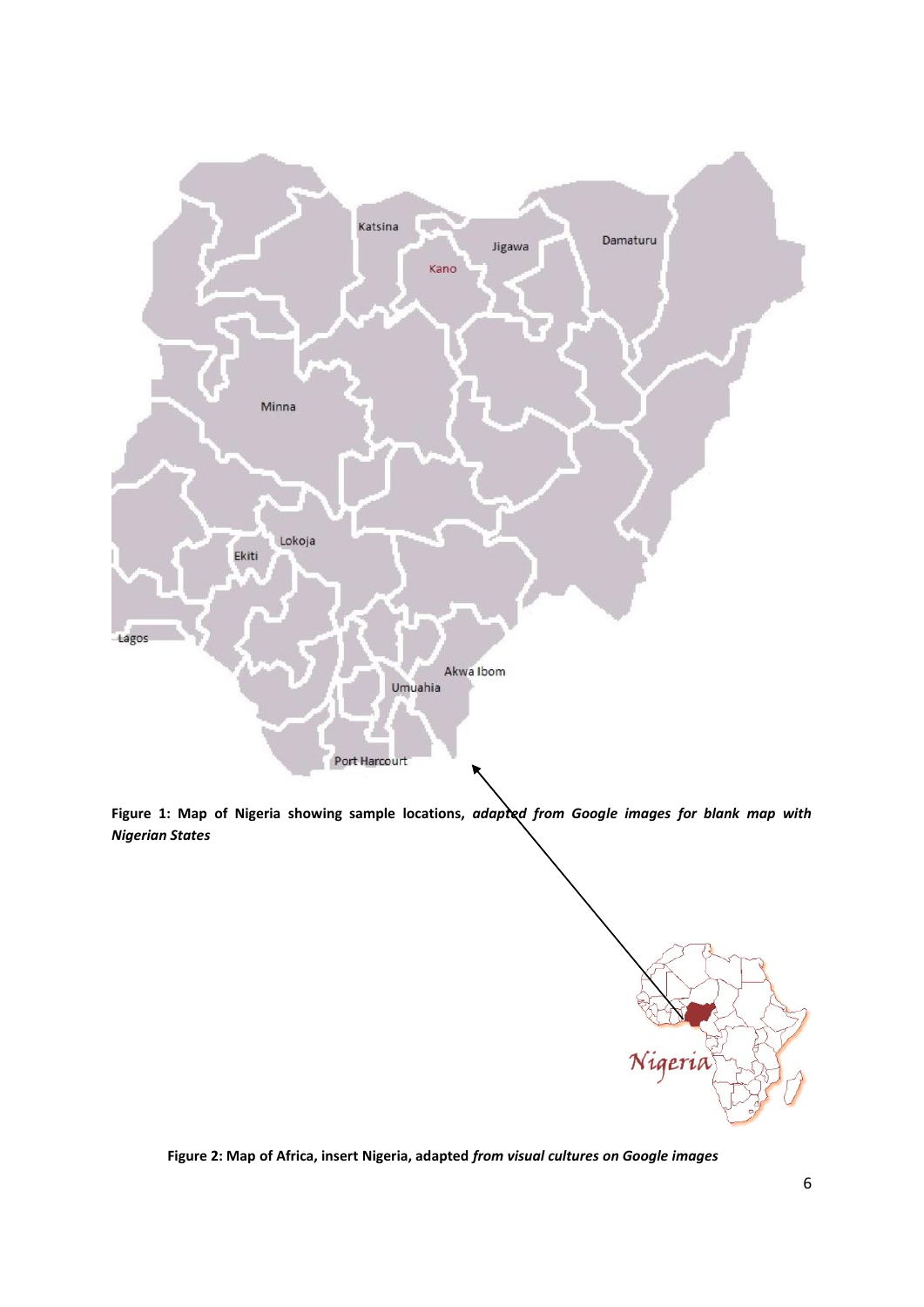**Figure 1: Map of Nigeria showing sample locations,** ***adapted from Google images for blank map with Nigerian States***

**Figure 2: Map of Africa, insert Nigeria, adapted** ***from visual cultures on Google images***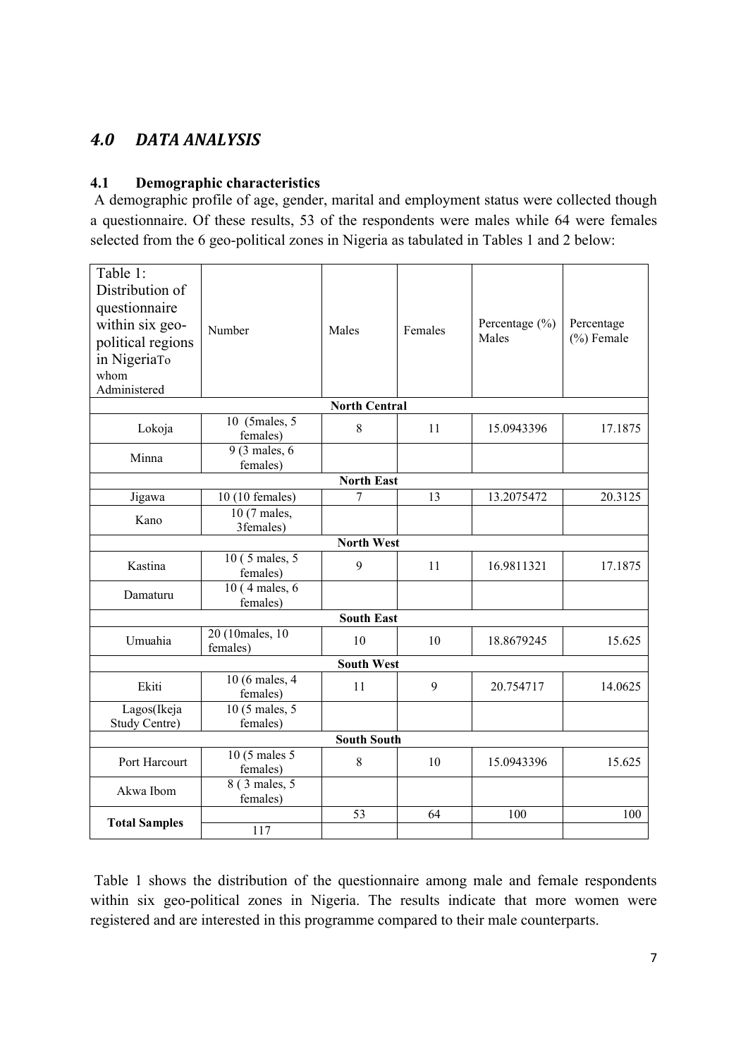## *4.0 DATA ANALYSIS*

### 4.1 Demographic characteristics

A demographic profile of age, gender, marital and employment status were collected though a questionnaire. Of these results, 53 of the respondents were males while 64 were females selected from the 6 geo-political zones in Nigeria as tabulated in Tables 1 and 2 below:

| Table 1: Distribution of questionnaire within six geo-political regions in NigeriaTo whom Administered | Number | Males | Females | Percentage (%) Males | Percentage (%) Female |
|---|---|---|---|---|---|
| **North Central** | | | | | |
| Lokoja | 10 (5males, 5 females) | 8 | 11 | 15.0943396 | 17.1875 |
| Minna | 9 (3 males, 6 females) | | | | |
| **North East** | | | | | |
| Jigawa | 10 (10 females) | 7 | 13 | 13.2075472 | 20.3125 |
| Kano | 10 (7 males, 3females) | | | | |
| **North West** | | | | | |
| Kastina | 10 ( 5 males, 5 females) | 9 | 11 | 16.9811321 | 17.1875 |
| Damaturu | 10 ( 4 males, 6 females) | | | | |
| **South East** | | | | | |
| Umuahia | 20 (10males, 10 females) | 10 | 10 | 18.8679245 | 15.625 |
| **South West** | | | | | |
| Ekiti | 10 (6 males, 4 females) | 11 | 9 | 20.754717 | 14.0625 |
| Lagos(Ikeja Study Centre) | 10 (5 males, 5 females) | | | | |
| **South South** | | | | | |
| Port Harcourt | 10 (5 males 5 females) | 8 | 10 | 15.0943396 | 15.625 |
| Akwa Ibom | 8 ( 3 males, 5 females) | | | | |
| **Total Samples** | | 53 | 64 | 100 | 100 |
| | 117 | | | | |

Table 1 shows the distribution of the questionnaire among male and female respondents within six geo-political zones in Nigeria. The results indicate that more women were registered and are interested in this programme compared to their male counterparts.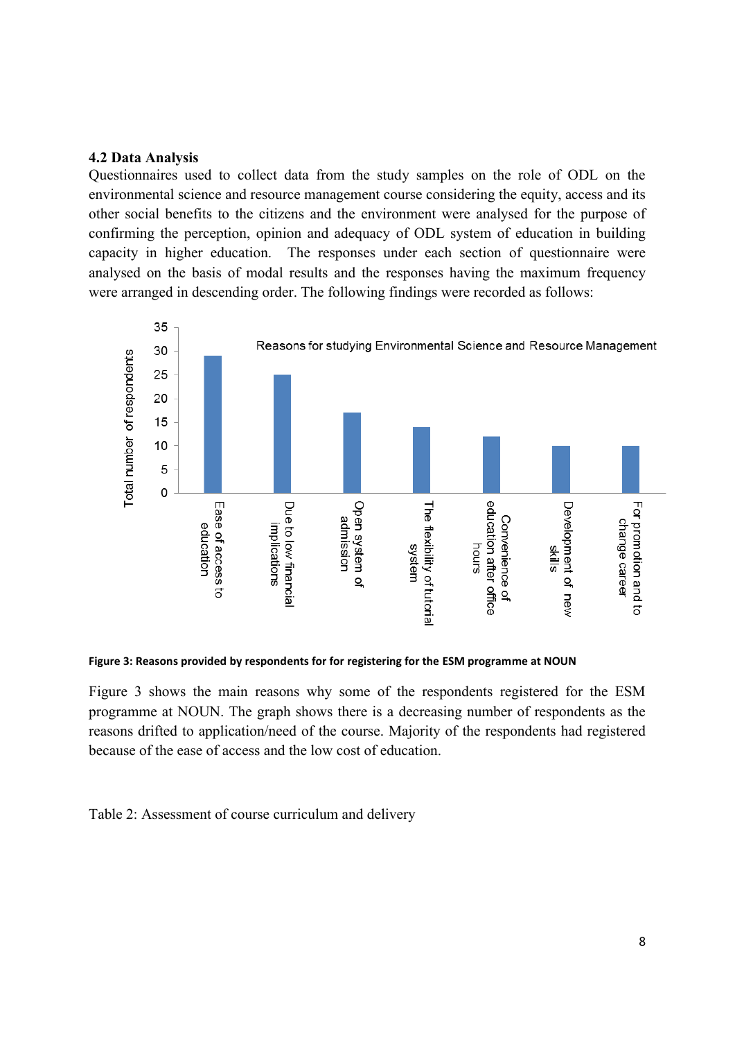### 4.2 Data Analysis

Questionnaires used to collect data from the study samples on the role of ODL on the environmental science and resource management course considering the equity, access and its other social benefits to the citizens and the environment were analysed for the purpose of confirming the perception, opinion and adequacy of ODL system of education in building capacity in higher education. The responses under each section of questionnaire were analysed on the basis of modal results and the responses having the maximum frequency were arranged in descending order. The following findings were recorded as follows:

**Figure 3: Reasons provided by respondents for for registering for the ESM programme at NOUN**

Figure 3 shows the main reasons why some of the respondents registered for the ESM programme at NOUN. The graph shows there is a decreasing number of respondents as the reasons drifted to application/need of the course. Majority of the respondents had registered because of the ease of access and the low cost of education.

Table 2: Assessment of course curriculum and delivery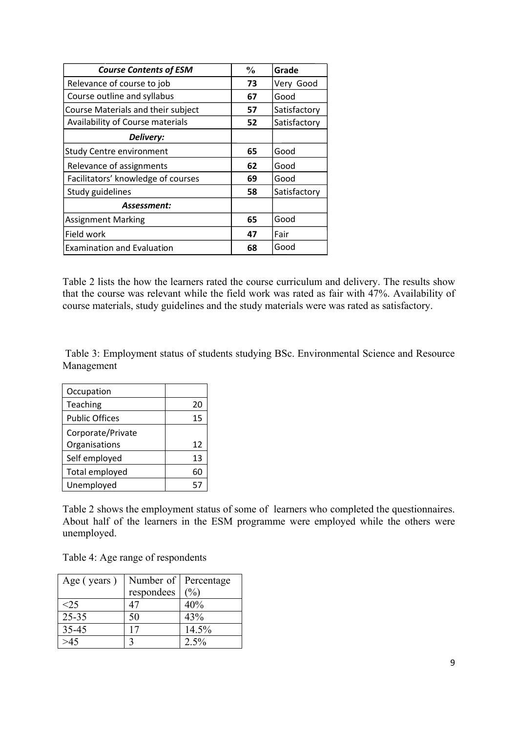| *Course Contents of ESM* | % | Grade |
|---|---|---|
| Relevance of course to job | **73** | Very Good |
| Course outline and syllabus | **67** | Good |
| Course Materials and their subject | **57** | Satisfactory |
| Availability of Course materials | **52** | Satisfactory |
| ***Delivery:*** | | |
| Study Centre environment | **65** | Good |
| Relevance of assignments | **62** | Good |
| Facilitators' knowledge of courses | **69** | Good |
| Study guidelines | **58** | Satisfactory |
| ***Assessment:*** | | |
| Assignment Marking | **65** | Good |
| Field work | **47** | Fair |
| Examination and Evaluation | **68** | Good |

Table 2 lists the how the learners rated the course curriculum and delivery. The results show that the course was relevant while the field work was rated as fair with 47%. Availability of course materials, study guidelines and the study materials were was rated as satisfactory.

Table 3: Employment status of students studying BSc. Environmental Science and Resource Management

| Occupation | |
|---|---|
| Teaching | 20 |
| Public Offices | 15 |
| Corporate/Private Organisations | 12 |
| Self employed | 13 |
| Total employed | 60 |
| Unemployed | 57 |

Table 2 shows the employment status of some of learners who completed the questionnaires. About half of the learners in the ESM programme were employed while the others were unemployed.

Table 4: Age range of respondents

| Age ( years ) | Number of respondees | Percentage (%) |
|---|---|---|
| <25 | 47 | 40% |
| 25-35 | 50 | 43% |
| 35-45 | 17 | 14.5% |
| >45 | 3 | 2.5% |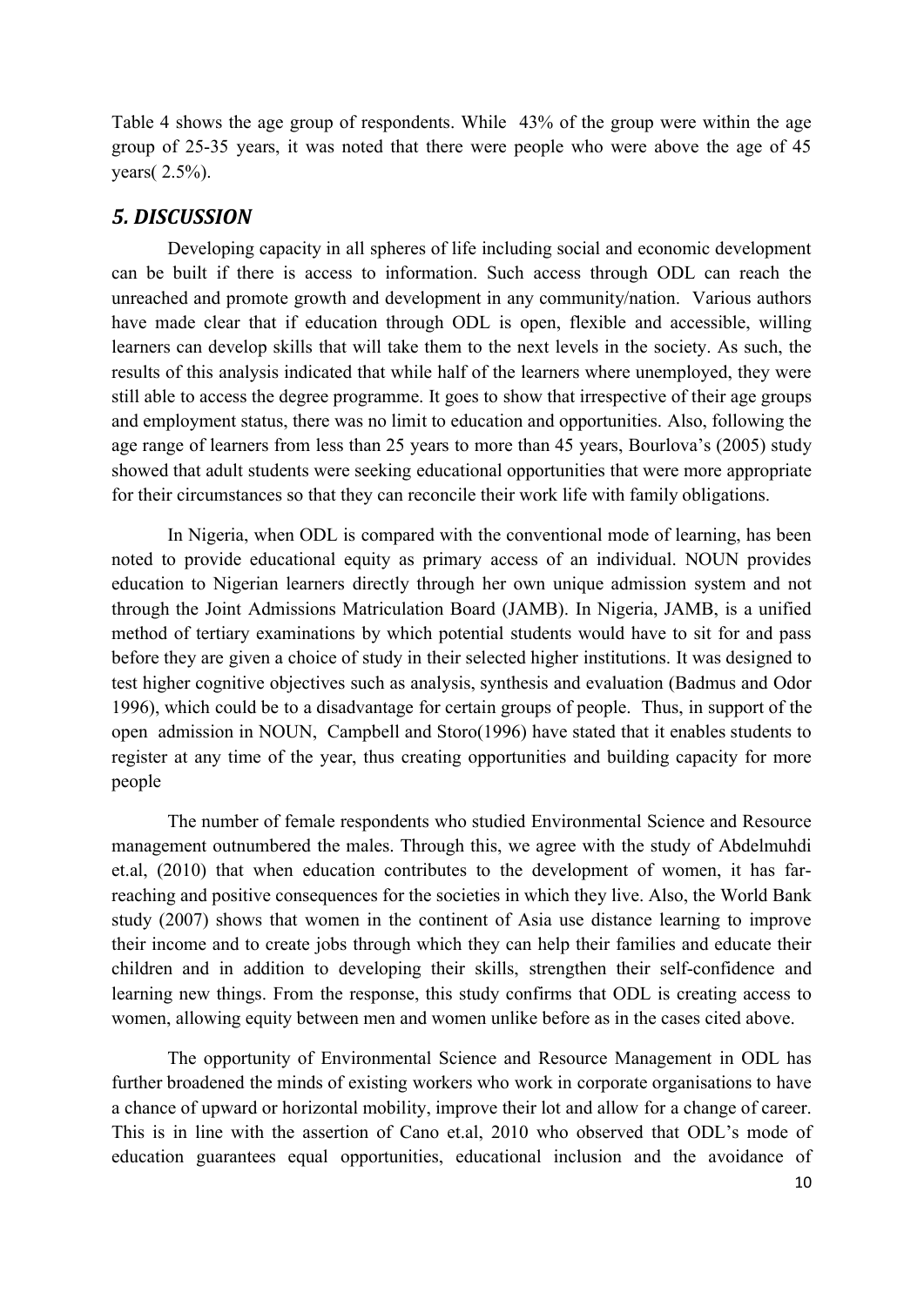Table 4 shows the age group of respondents. While 43% of the group were within the age group of 25-35 years, it was noted that there were people who were above the age of 45 years( 2.5%).

## *5. DISCUSSION*

Developing capacity in all spheres of life including social and economic development can be built if there is access to information. Such access through ODL can reach the unreached and promote growth and development in any community/nation. Various authors have made clear that if education through ODL is open, flexible and accessible, willing learners can develop skills that will take them to the next levels in the society. As such, the results of this analysis indicated that while half of the learners where unemployed, they were still able to access the degree programme. It goes to show that irrespective of their age groups and employment status, there was no limit to education and opportunities. Also, following the age range of learners from less than 25 years to more than 45 years, Bourlova's (2005) study showed that adult students were seeking educational opportunities that were more appropriate for their circumstances so that they can reconcile their work life with family obligations.

In Nigeria, when ODL is compared with the conventional mode of learning, has been noted to provide educational equity as primary access of an individual. NOUN provides education to Nigerian learners directly through her own unique admission system and not through the Joint Admissions Matriculation Board (JAMB). In Nigeria, JAMB, is a unified method of tertiary examinations by which potential students would have to sit for and pass before they are given a choice of study in their selected higher institutions. It was designed to test higher cognitive objectives such as analysis, synthesis and evaluation (Badmus and Odor 1996), which could be to a disadvantage for certain groups of people. Thus, in support of the open admission in NOUN, Campbell and Storo(1996) have stated that it enables students to register at any time of the year, thus creating opportunities and building capacity for more people

The number of female respondents who studied Environmental Science and Resource management outnumbered the males. Through this, we agree with the study of Abdelmuhdi et.al, (2010) that when education contributes to the development of women, it has far-reaching and positive consequences for the societies in which they live. Also, the World Bank study (2007) shows that women in the continent of Asia use distance learning to improve their income and to create jobs through which they can help their families and educate their children and in addition to developing their skills, strengthen their self-confidence and learning new things. From the response, this study confirms that ODL is creating access to women, allowing equity between men and women unlike before as in the cases cited above.

The opportunity of Environmental Science and Resource Management in ODL has further broadened the minds of existing workers who work in corporate organisations to have a chance of upward or horizontal mobility, improve their lot and allow for a change of career. This is in line with the assertion of Cano et.al, 2010 who observed that ODL's mode of education guarantees equal opportunities, educational inclusion and the avoidance of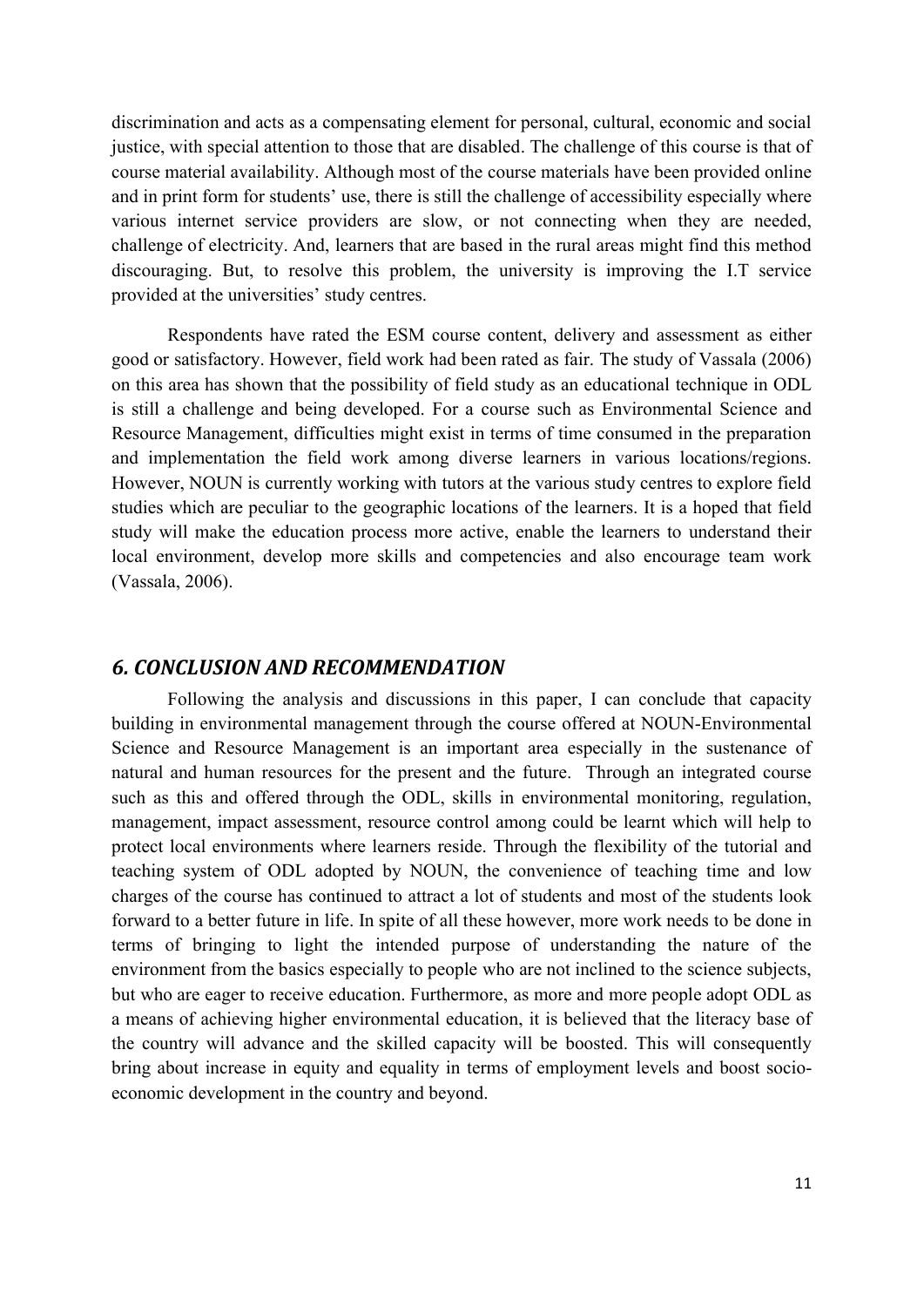discrimination and acts as a compensating element for personal, cultural, economic and social justice, with special attention to those that are disabled. The challenge of this course is that of course material availability. Although most of the course materials have been provided online and in print form for students' use, there is still the challenge of accessibility especially where various internet service providers are slow, or not connecting when they are needed, challenge of electricity. And, learners that are based in the rural areas might find this method discouraging. But, to resolve this problem, the university is improving the I.T service provided at the universities' study centres.

Respondents have rated the ESM course content, delivery and assessment as either good or satisfactory. However, field work had been rated as fair. The study of Vassala (2006) on this area has shown that the possibility of field study as an educational technique in ODL is still a challenge and being developed. For a course such as Environmental Science and Resource Management, difficulties might exist in terms of time consumed in the preparation and implementation the field work among diverse learners in various locations/regions. However, NOUN is currently working with tutors at the various study centres to explore field studies which are peculiar to the geographic locations of the learners. It is a hoped that field study will make the education process more active, enable the learners to understand their local environment, develop more skills and competencies and also encourage team work (Vassala, 2006).

## *6. CONCLUSION AND RECOMMENDATION*

Following the analysis and discussions in this paper, I can conclude that capacity building in environmental management through the course offered at NOUN-Environmental Science and Resource Management is an important area especially in the sustenance of natural and human resources for the present and the future. Through an integrated course such as this and offered through the ODL, skills in environmental monitoring, regulation, management, impact assessment, resource control among could be learnt which will help to protect local environments where learners reside. Through the flexibility of the tutorial and teaching system of ODL adopted by NOUN, the convenience of teaching time and low charges of the course has continued to attract a lot of students and most of the students look forward to a better future in life. In spite of all these however, more work needs to be done in terms of bringing to light the intended purpose of understanding the nature of the environment from the basics especially to people who are not inclined to the science subjects, but who are eager to receive education. Furthermore, as more and more people adopt ODL as a means of achieving higher environmental education, it is believed that the literacy base of the country will advance and the skilled capacity will be boosted. This will consequently bring about increase in equity and equality in terms of employment levels and boost socio-economic development in the country and beyond.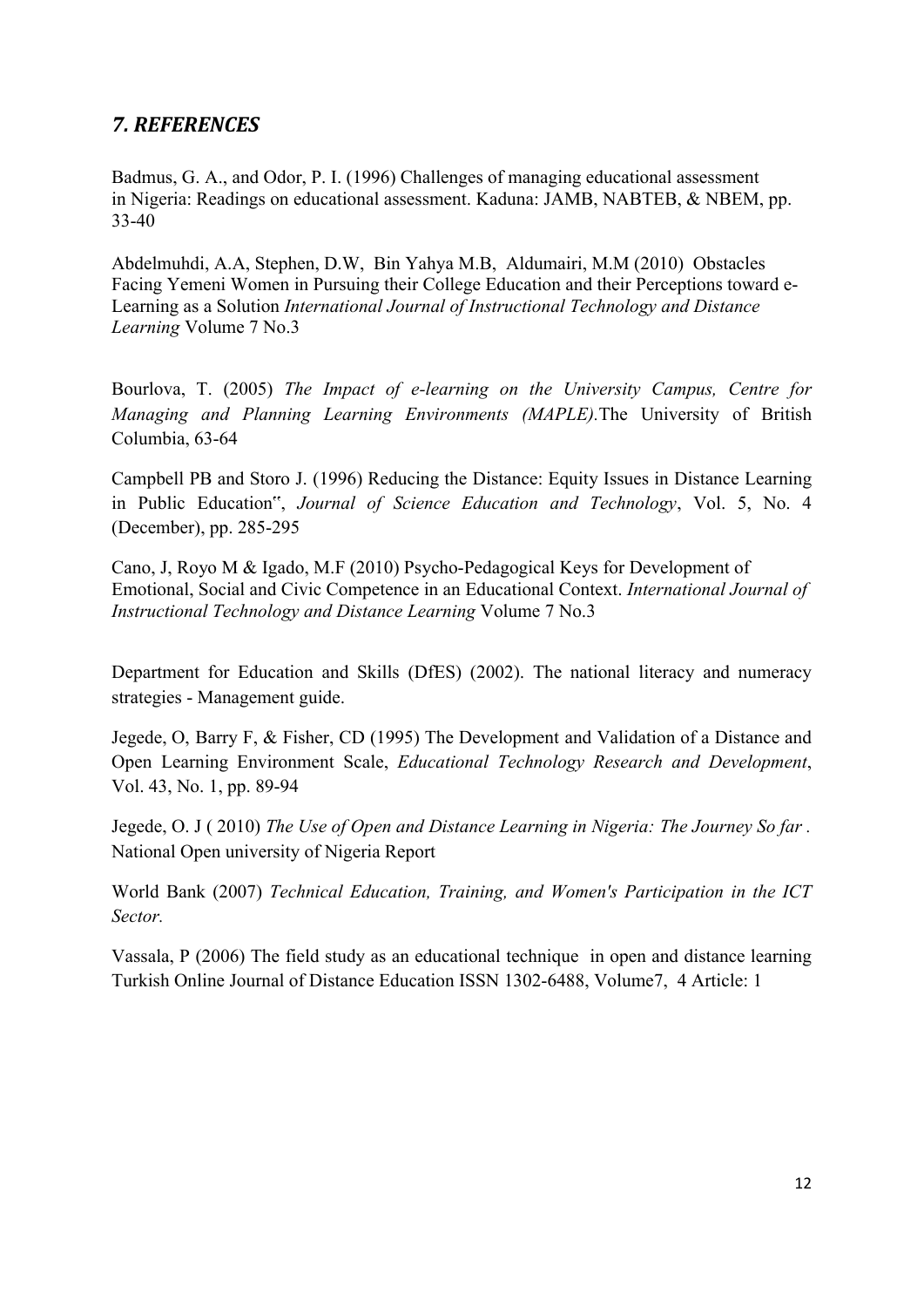## *7. REFERENCES*

Badmus, G. A., and Odor, P. I. (1996) Challenges of managing educational assessment in Nigeria: Readings on educational assessment. Kaduna: JAMB, NABTEB, & NBEM, pp. 33-40

Abdelmuhdi, A.A, Stephen, D.W, Bin Yahya M.B, Aldumairi, M.M (2010) Obstacles Facing Yemeni Women in Pursuing their College Education and their Perceptions toward e-Learning as a Solution *International Journal of Instructional Technology and Distance Learning* Volume 7 No.3

Bourlova, T. (2005) *The Impact of e-learning on the University Campus, Centre for Managing and Planning Learning Environments (MAPLE).*The University of British Columbia, 63-64

Campbell PB and Storo J. (1996) Reducing the Distance: Equity Issues in Distance Learning in Public Education‟, *Journal of Science Education and Technology*, Vol. 5, No. 4 (December), pp. 285-295

Cano, J, Royo M & Igado, M.F (2010) Psycho-Pedagogical Keys for Development of Emotional, Social and Civic Competence in an Educational Context. *International Journal of Instructional Technology and Distance Learning* Volume 7 No.3

Department for Education and Skills (DfES) (2002). The national literacy and numeracy strategies - Management guide.

Jegede, O, Barry F, & Fisher, CD (1995) The Development and Validation of a Distance and Open Learning Environment Scale, *Educational Technology Research and Development*, Vol. 43, No. 1, pp. 89-94

Jegede, O. J ( 2010) *The Use of Open and Distance Learning in Nigeria: The Journey So far .* National Open university of Nigeria Report

World Bank (2007) *Technical Education, Training, and Women's Participation in the ICT Sector.*

Vassala, P (2006) The field study as an educational technique in open and distance learning Turkish Online Journal of Distance Education ISSN 1302-6488, Volume7, 4 Article: 1